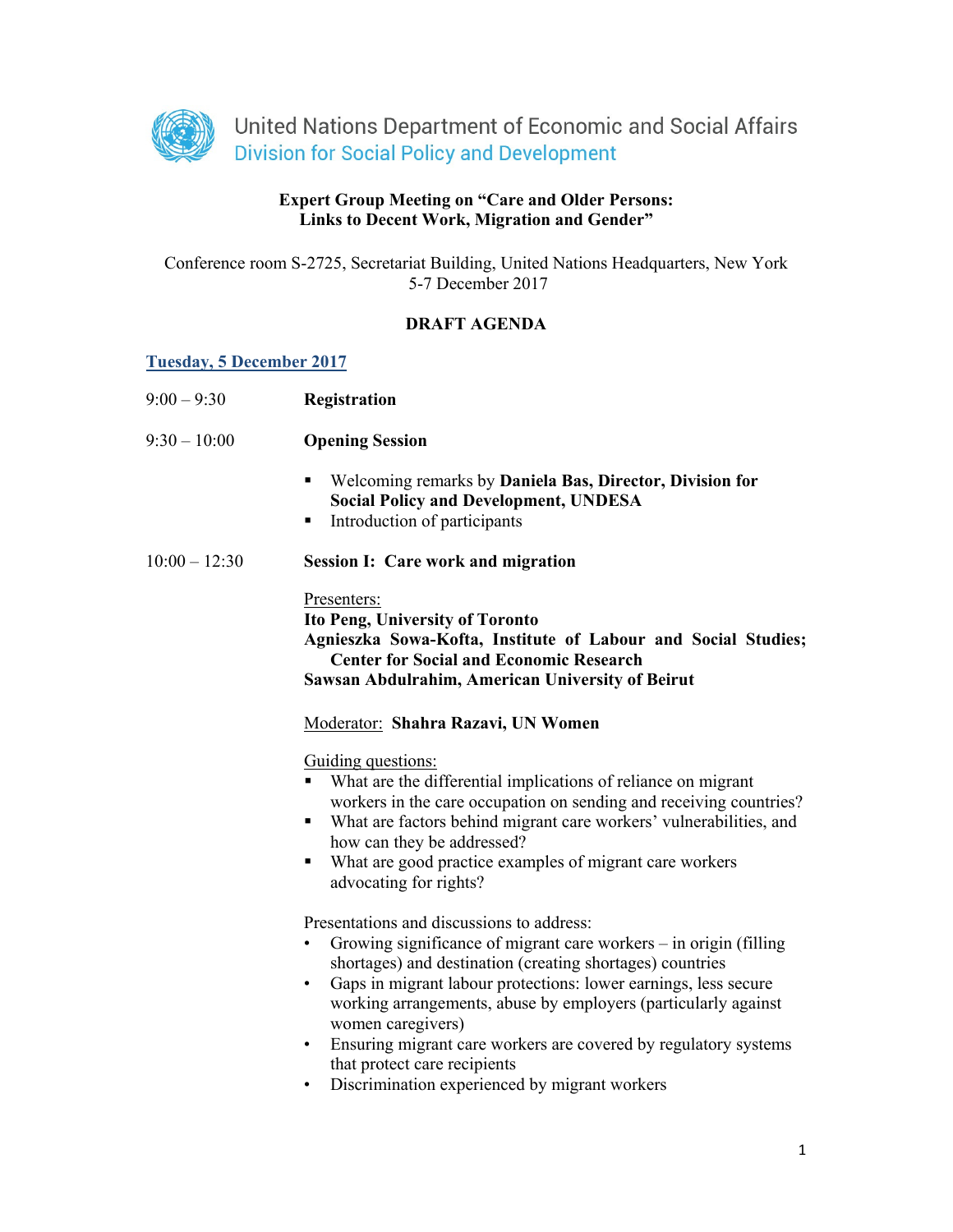United Nations Department of Economic and Social Affairs
Division for Social Policy and Development

**Expert Group Meeting on "Care and Older Persons: Links to Decent Work, Migration and Gender"**

Conference room S-2725, Secretariat Building, United Nations Headquarters, New York
5-7 December 2017

**DRAFT AGENDA**

## Tuesday, 5 December 2017

9:00 – 9:30 **Registration**

9:30 – 10:00 **Opening Session**

- Welcoming remarks by **Daniela Bas, Director, Division for Social Policy and Development, UNDESA**
- Introduction of participants

10:00 – 12:30 **Session I: Care work and migration**

Presenters:
**Ito Peng, University of Toronto**
**Agnieszka Sowa-Kofta, Institute of Labour and Social Studies; Center for Social and Economic Research**
**Sawsan Abdulrahim, American University of Beirut**

Moderator: **Shahra Razavi, UN Women**

Guiding questions:

- What are the differential implications of reliance on migrant workers in the care occupation on sending and receiving countries?
- What are factors behind migrant care workers' vulnerabilities, and how can they be addressed?
- What are good practice examples of migrant care workers advocating for rights?

Presentations and discussions to address:

- Growing significance of migrant care workers – in origin (filling shortages) and destination (creating shortages) countries
- Gaps in migrant labour protections: lower earnings, less secure working arrangements, abuse by employers (particularly against women caregivers)
- Ensuring migrant care workers are covered by regulatory systems that protect care recipients
- Discrimination experienced by migrant workers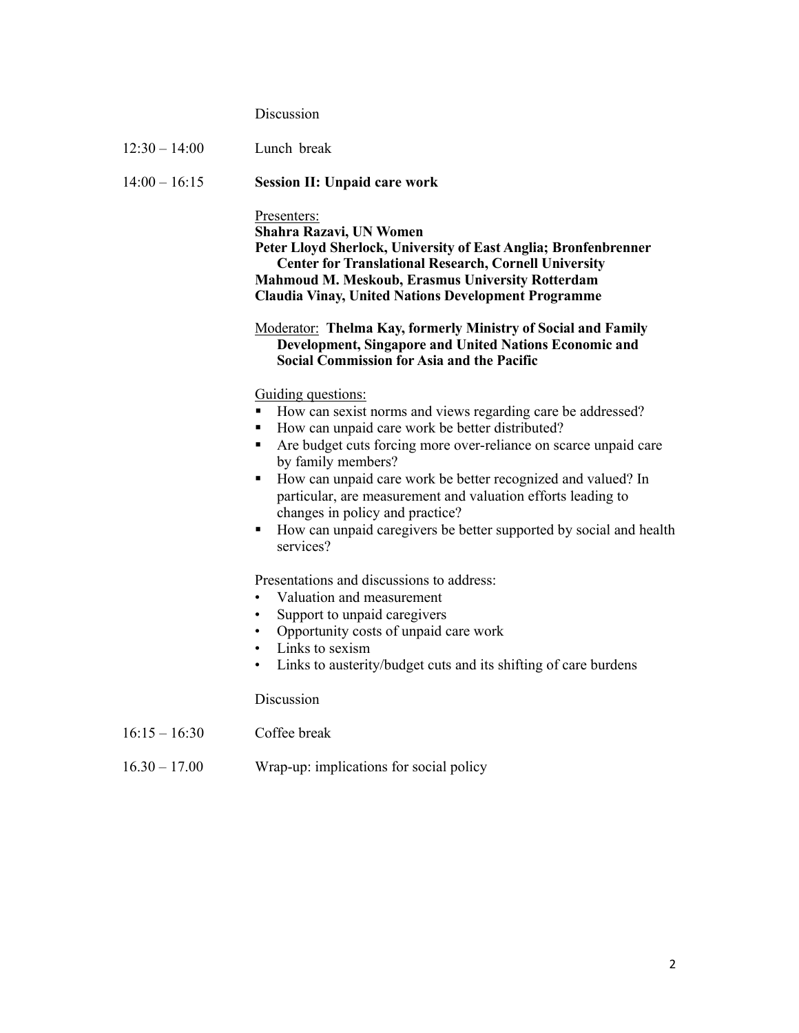Discussion

12:30 – 14:00 Lunch break

14:00 – 16:15 **Session II: Unpaid care work**

Presenters:
**Shahra Razavi, UN Women**
**Peter Lloyd Sherlock, University of East Anglia; Bronfenbrenner Center for Translational Research, Cornell University**
**Mahmoud M. Meskoub, Erasmus University Rotterdam**
**Claudia Vinay, United Nations Development Programme**

Moderator: **Thelma Kay, formerly Ministry of Social and Family Development, Singapore and United Nations Economic and Social Commission for Asia and the Pacific**

Guiding questions:

- How can sexist norms and views regarding care be addressed?
- How can unpaid care work be better distributed?
- Are budget cuts forcing more over-reliance on scarce unpaid care by family members?
- How can unpaid care work be better recognized and valued? In particular, are measurement and valuation efforts leading to changes in policy and practice?
- How can unpaid caregivers be better supported by social and health services?

Presentations and discussions to address:

- Valuation and measurement
- Support to unpaid caregivers
- Opportunity costs of unpaid care work
- Links to sexism
- Links to austerity/budget cuts and its shifting of care burdens

Discussion

16:15 – 16:30 Coffee break

16.30 – 17.00 Wrap-up: implications for social policy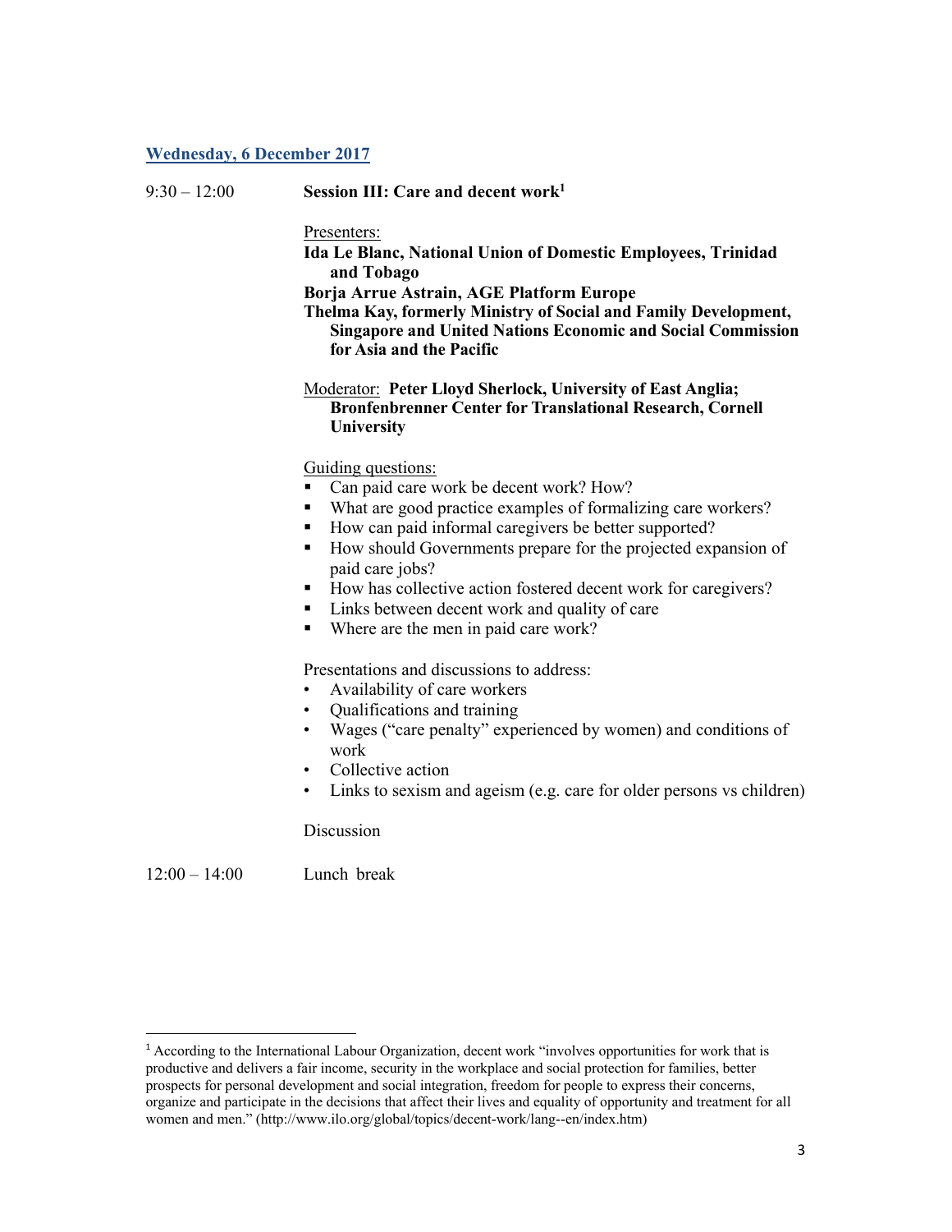**Wednesday, 6 December 2017**

9:30 – 12:00 **Session III: Care and decent work**[1]

Presenters:

**Ida Le Blanc, National Union of Domestic Employees, Trinidad and Tobago**

**Borja Arrue Astrain, AGE Platform Europe**

**Thelma Kay, formerly Ministry of Social and Family Development, Singapore and United Nations Economic and Social Commission for Asia and the Pacific**

Moderator: **Peter Lloyd Sherlock, University of East Anglia; Bronfenbrenner Center for Translational Research, Cornell University**

Guiding questions:

- Can paid care work be decent work? How?
- What are good practice examples of formalizing care workers?
- How can paid informal caregivers be better supported?
- How should Governments prepare for the projected expansion of paid care jobs?
- How has collective action fostered decent work for caregivers?
- Links between decent work and quality of care
- Where are the men in paid care work?

Presentations and discussions to address:

- Availability of care workers
- Qualifications and training
- Wages ("care penalty" experienced by women) and conditions of work
- Collective action
- Links to sexism and ageism (e.g. care for older persons vs children)

Discussion

12:00 – 14:00 Lunch break

---

[1] According to the International Labour Organization, decent work "involves opportunities for work that is productive and delivers a fair income, security in the workplace and social protection for families, better prospects for personal development and social integration, freedom for people to express their concerns, organize and participate in the decisions that affect their lives and equality of opportunity and treatment for all women and men." (http://www.ilo.org/global/topics/decent-work/lang--en/index.htm)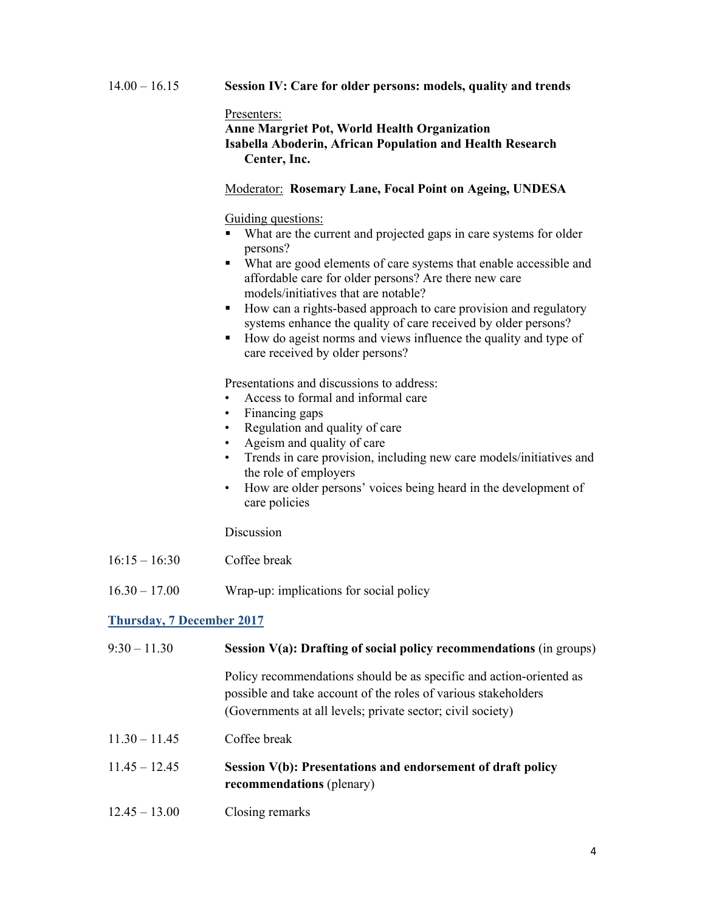| | |
|---|---|
| 14.00 – 16.15 | **Session IV: Care for older persons: models, quality and trends** |

Presenters:
**Anne Margriet Pot, World Health Organization**
**Isabella Aboderin, African Population and Health Research Center, Inc.**

Moderator: **Rosemary Lane, Focal Point on Ageing, UNDESA**

Guiding questions:

- What are the current and projected gaps in care systems for older persons?
- What are good elements of care systems that enable accessible and affordable care for older persons? Are there new care models/initiatives that are notable?
- How can a rights-based approach to care provision and regulatory systems enhance the quality of care received by older persons?
- How do ageist norms and views influence the quality and type of care received by older persons?

Presentations and discussions to address:

- Access to formal and informal care
- Financing gaps
- Regulation and quality of care
- Ageism and quality of care
- Trends in care provision, including new care models/initiatives and the role of employers
- How are older persons' voices being heard in the development of care policies

Discussion

| | |
|---|---|
| 16:15 – 16:30 | Coffee break |
| 16.30 – 17.00 | Wrap-up: implications for social policy |

## Thursday, 7 December 2017

| | |
|---|---|
| 9:30 – 11.30 | **Session V(a): Drafting of social policy recommendations** (in groups) |
| | Policy recommendations should be as specific and action-oriented as possible and take account of the roles of various stakeholders (Governments at all levels; private sector; civil society) |
| 11.30 – 11.45 | Coffee break |
| 11.45 – 12.45 | **Session V(b): Presentations and endorsement of draft policy recommendations** (plenary) |
| 12.45 – 13.00 | Closing remarks |